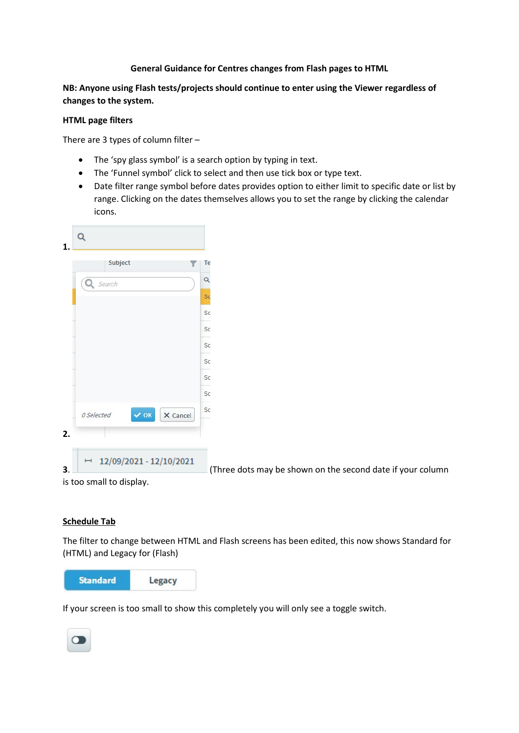**General Guidance for Centres changes from Flash pages to HTML**

**NB: Anyone using Flash tests/projects should continue to enter using the Viewer regardless of changes to the system.**

**HTML page filters**

There are 3 types of column filter –

- The 'spy glass symbol' is a search option by typing in text.
- The 'Funnel symbol' click to select and then use tick box or type text.
- Date filter range symbol before dates provides option to either limit to specific date or list by range. Clicking on the dates themselves allows you to set the range by clicking the calendar icons.

1.

2.

3. (Three dots may be shown on the second date if your column is too small to display.

__Schedule Tab__

The filter to change between HTML and Flash screens has been edited, this now shows Standard for (HTML) and Legacy for (Flash)

If your screen is too small to show this completely you will only see a toggle switch.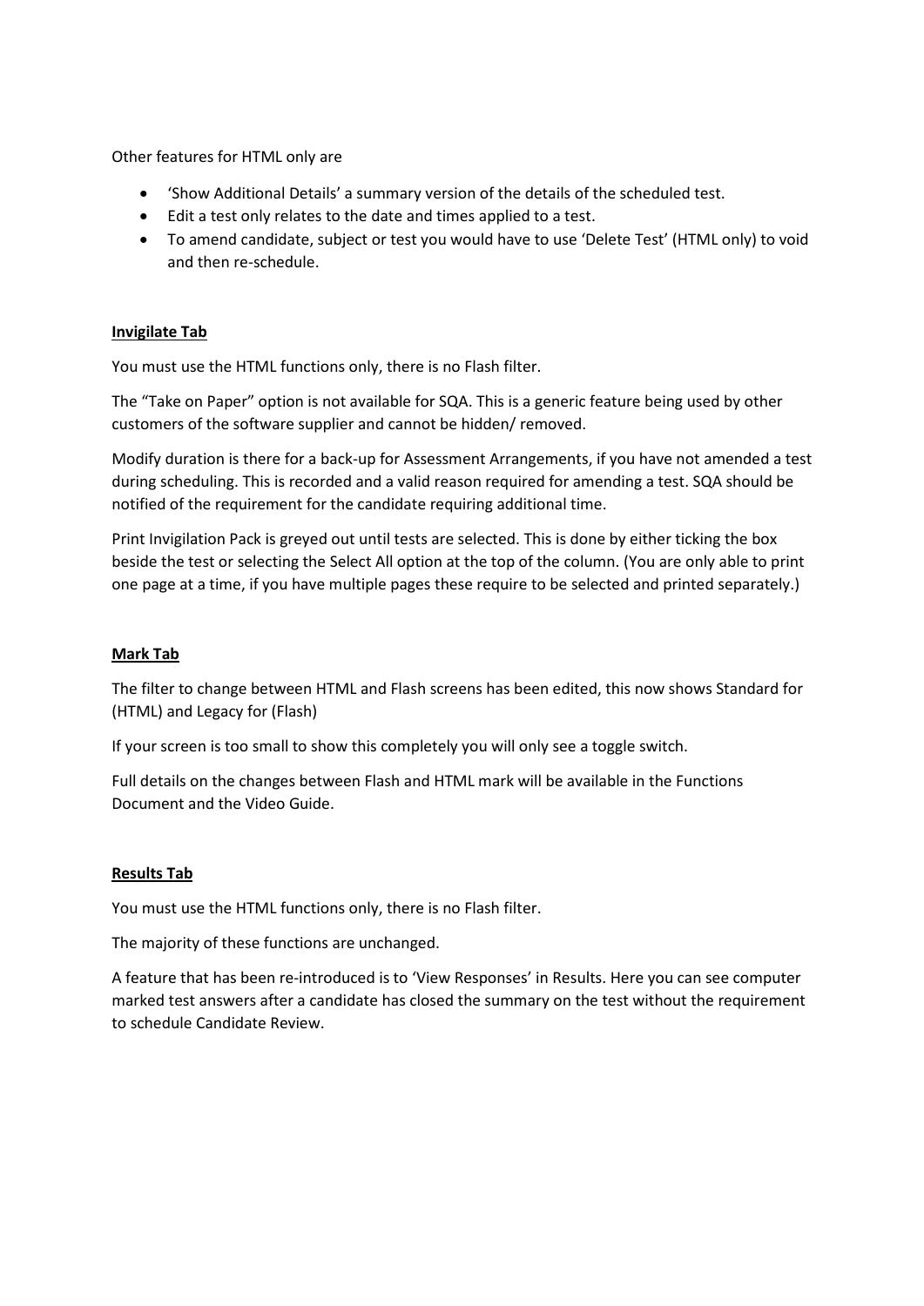Other features for HTML only are

- 'Show Additional Details' a summary version of the details of the scheduled test.
- Edit a test only relates to the date and times applied to a test.
- To amend candidate, subject or test you would have to use 'Delete Test' (HTML only) to void and then re-schedule.

**Invigilate Tab**

You must use the HTML functions only, there is no Flash filter.

The "Take on Paper" option is not available for SQA. This is a generic feature being used by other customers of the software supplier and cannot be hidden/ removed.

Modify duration is there for a back-up for Assessment Arrangements, if you have not amended a test during scheduling. This is recorded and a valid reason required for amending a test. SQA should be notified of the requirement for the candidate requiring additional time.

Print Invigilation Pack is greyed out until tests are selected. This is done by either ticking the box beside the test or selecting the Select All option at the top of the column. (You are only able to print one page at a time, if you have multiple pages these require to be selected and printed separately.)

**Mark Tab**

The filter to change between HTML and Flash screens has been edited, this now shows Standard for (HTML) and Legacy for (Flash)

If your screen is too small to show this completely you will only see a toggle switch.

Full details on the changes between Flash and HTML mark will be available in the Functions Document and the Video Guide.

**Results Tab**

You must use the HTML functions only, there is no Flash filter.

The majority of these functions are unchanged.

A feature that has been re-introduced is to 'View Responses' in Results. Here you can see computer marked test answers after a candidate has closed the summary on the test without the requirement to schedule Candidate Review.